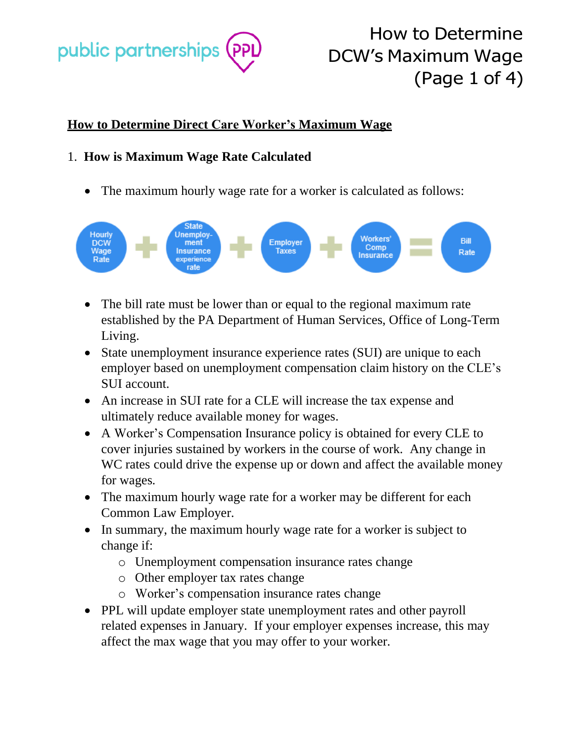# How to Determine Direct Care Worker's Maximum Wage

1. **How is Maximum Wage Rate Calculated**

- The maximum hourly wage rate for a worker is calculated as follows:

Hourly DCW Wage Rate + State Unemployment Insurance experience rate + Employer Taxes + Workers' Comp Insurance = Bill Rate

- The bill rate must be lower than or equal to the regional maximum rate established by the PA Department of Human Services, Office of Long-Term Living.
- State unemployment insurance experience rates (SUI) are unique to each employer based on unemployment compensation claim history on the CLE's SUI account.
- An increase in SUI rate for a CLE will increase the tax expense and ultimately reduce available money for wages.
- A Worker's Compensation Insurance policy is obtained for every CLE to cover injuries sustained by workers in the course of work. Any change in WC rates could drive the expense up or down and affect the available money for wages.
- The maximum hourly wage rate for a worker may be different for each Common Law Employer.
- In summary, the maximum hourly wage rate for a worker is subject to change if:
  - Unemployment compensation insurance rates change
  - Other employer tax rates change
  - Worker's compensation insurance rates change
- PPL will update employer state unemployment rates and other payroll related expenses in January. If your employer expenses increase, this may affect the max wage that you may offer to your worker.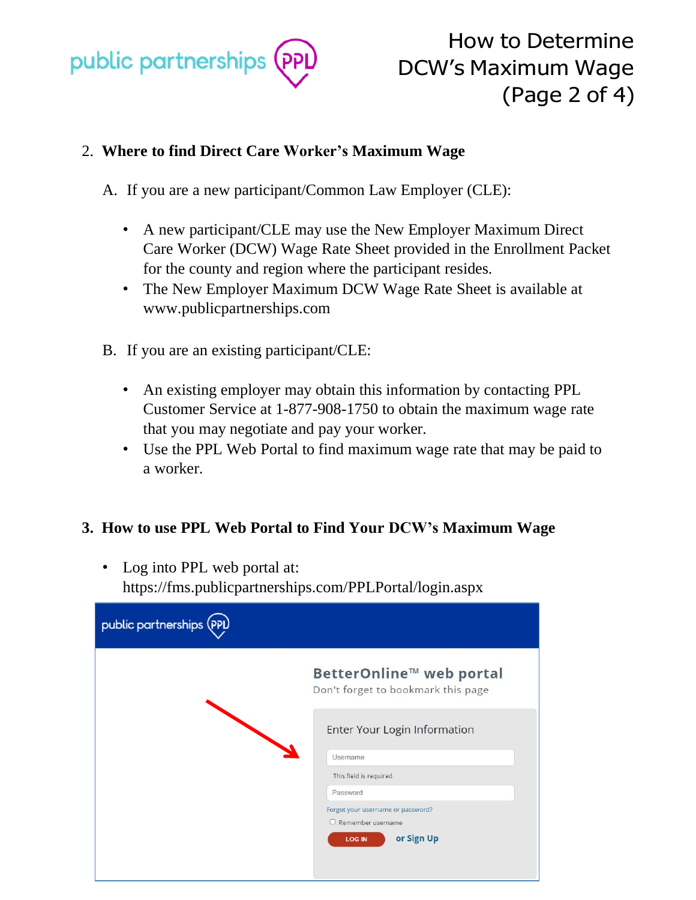## 2. Where to find Direct Care Worker's Maximum Wage

A. If you are a new participant/Common Law Employer (CLE):

- A new participant/CLE may use the New Employer Maximum Direct Care Worker (DCW) Wage Rate Sheet provided in the Enrollment Packet for the county and region where the participant resides.
- The New Employer Maximum DCW Wage Rate Sheet is available at www.publicpartnerships.com

B. If you are an existing participant/CLE:

- An existing employer may obtain this information by contacting PPL Customer Service at 1-877-908-1750 to obtain the maximum wage rate that you may negotiate and pay your worker.
- Use the PPL Web Portal to find maximum wage rate that may be paid to a worker.

## 3. How to use PPL Web Portal to Find Your DCW's Maximum Wage

- Log into PPL web portal at: https://fms.publicpartnerships.com/PPLPortal/login.aspx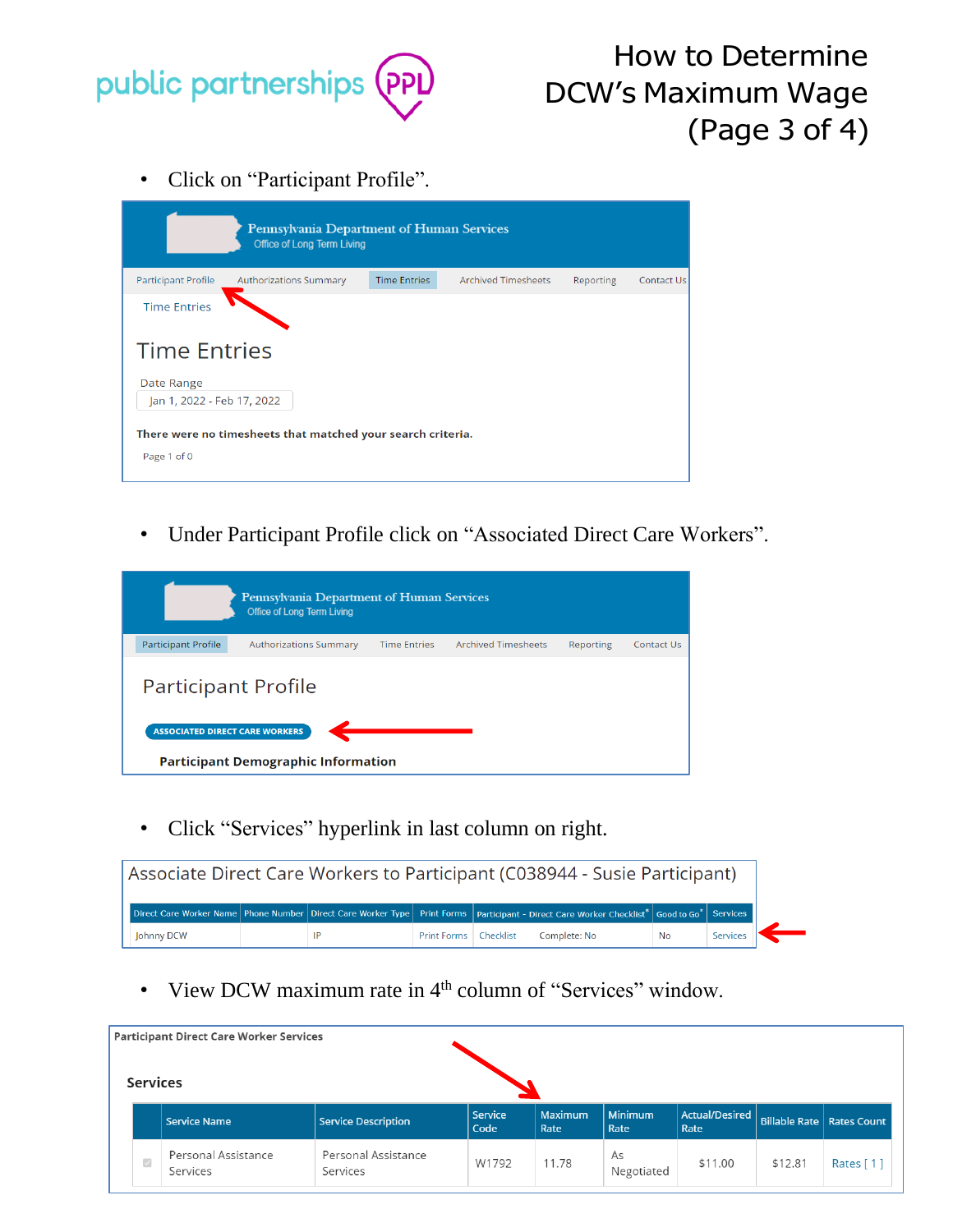# How to Determine DCW's Maximum Wage (Page 3 of 4)

- Click on "Participant Profile".

Pennsylvania Department of Human Services
Office of Long Term Living

Participant Profile | Authorizations Summary | Time Entries | Archived Timesheets | Reporting | Contact Us

Time Entries

## Time Entries

Date Range
Jan 1, 2022 - Feb 17, 2022

**There were no timesheets that matched your search criteria.**

Page 1 of 0

- Under Participant Profile click on "Associated Direct Care Workers".

Pennsylvania Department of Human Services
Office of Long Term Living

Participant Profile | Authorizations Summary | Time Entries | Archived Timesheets | Reporting | Contact Us

## Participant Profile

ASSOCIATED DIRECT CARE WORKERS

**Participant Demographic Information**

- Click "Services" hyperlink in last column on right.

Associate Direct Care Workers to Participant (C038944 - Susie Participant)

| Direct Care Worker Name | Phone Number | Direct Care Worker Type | Print Forms | Participant - Direct Care Worker Checklist* | | Good to Go* | Services |
|---|---|---|---|---|---|---|---|
| Johnny DCW | | IP | Print Forms | Checklist | Complete: No | No | Services |

- View DCW maximum rate in 4th column of "Services" window.

**Participant Direct Care Worker Services**

**Services**

| | Service Name | Service Description | Service Code | Maximum Rate | Minimum Rate | Actual/Desired Rate | Billable Rate | Rates Count |
|---|---|---|---|---|---|---|---|---|
| ☑ | Personal Assistance Services | Personal Assistance Services | W1792 | 11.78 | As Negotiated | $11.00 | $12.81 | Rates [ 1 ] |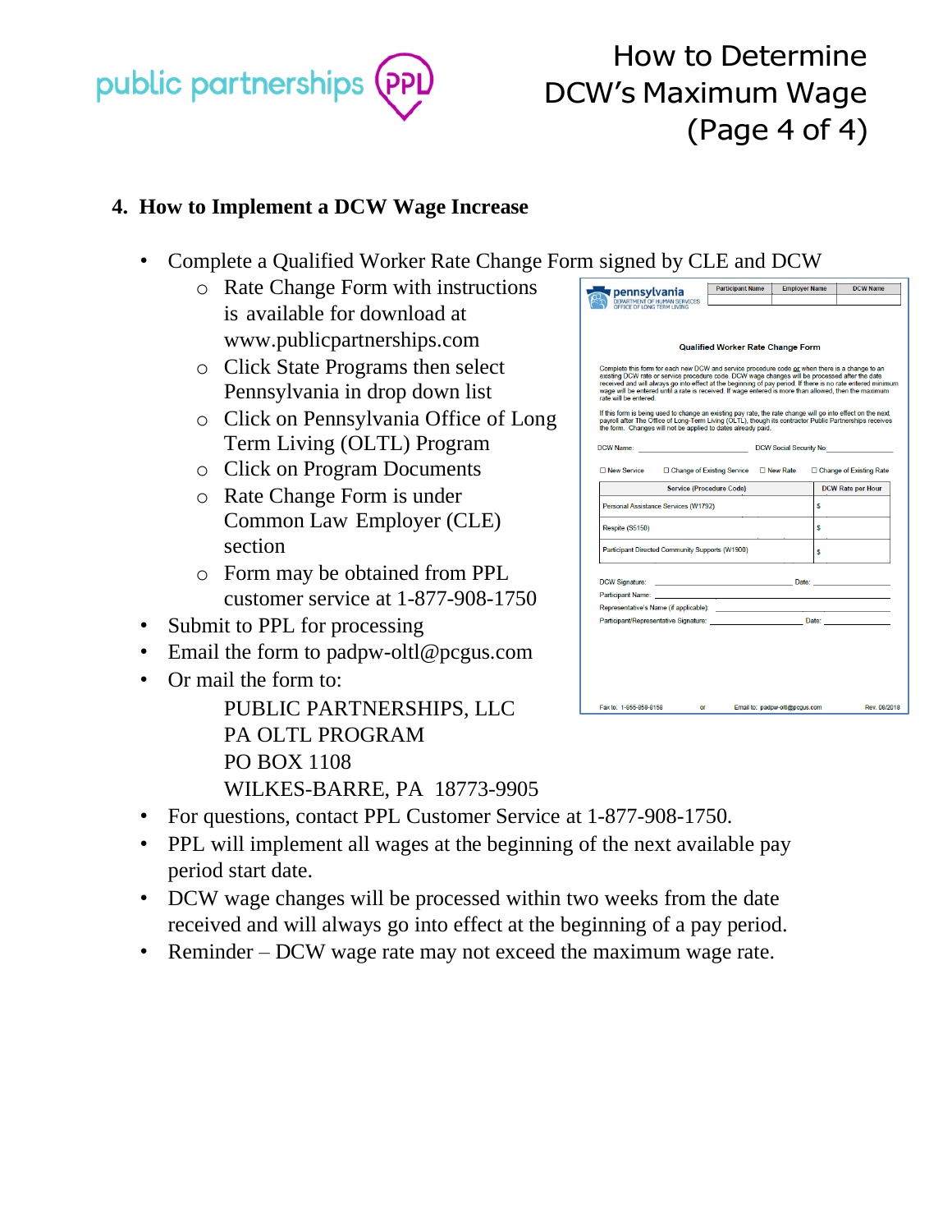# How to Determine DCW's Maximum Wage (Page 4 of 4)

## 4. How to Implement a DCW Wage Increase

- Complete a Qualified Worker Rate Change Form signed by CLE and DCW
  - Rate Change Form with instructions is available for download at www.publicpartnerships.com
  - Click State Programs then select Pennsylvania in drop down list
  - Click on Pennsylvania Office of Long Term Living (OLTL) Program
  - Click on Program Documents
  - Rate Change Form is under Common Law Employer (CLE) section
  - Form may be obtained from PPL customer service at 1-877-908-1750
- Submit to PPL for processing
- Email the form to padpw-oltl@pcgus.com
- Or mail the form to:

  PUBLIC PARTNERSHIPS, LLC
  PA OLTL PROGRAM
  PO BOX 1108
  WILKES-BARRE, PA 18773-9905

- For questions, contact PPL Customer Service at 1-877-908-1750.
- PPL will implement all wages at the beginning of the next available pay period start date.
- DCW wage changes will be processed within two weeks from the date received and will always go into effect at the beginning of a pay period.
- Reminder – DCW wage rate may not exceed the maximum wage rate.

pennsylvania
DEPARTMENT OF HUMAN SERVICES
OFFICE OF LONG TERM LIVING

| Participant Name | Employer Name | DCW Name |
| --- | --- | --- |
| | | |

**Qualified Worker Rate Change Form**

Complete this form for each new DCW and service procedure code or when there is a change to an existing DCW rate or service procedure code. DCW wage changes will be processed after the date received and will always go into effect at the beginning of pay period. If there is no rate entered minimum wage will be entered until a rate is received. If wage entered is more than allowed, then the maximum rate will be entered.

If this form is being used to change an existing pay rate, the rate change will go into effect on the next payroll after The Office of Long-Term Living (OLTL), though its contractor Public Partnerships receives the form. Changes will not be applied to dates already paid.

DCW Name: ______________ DCW Social Security No: ______________

☐ New Service ☐ Change of Existing Service ☐ New Rate ☐ Change of Existing Rate

| Service (Procedure Code) | DCW Rate per Hour |
| --- | --- |
| Personal Assistance Services (W1792) | $ |
| Respite (S5150) | $ |
| Participant Directed Community Supports (W1900) | $ |

DCW Signature: ______________ Date: ______________

Participant Name: ______________

Representative's Name (if applicable): ______________

Participant/Representative Signature: ______________ Date: ______________

Fax to: 1-855-958-8158 or Email to: padpw-oltl@pcgus.com Rev. 08/2018